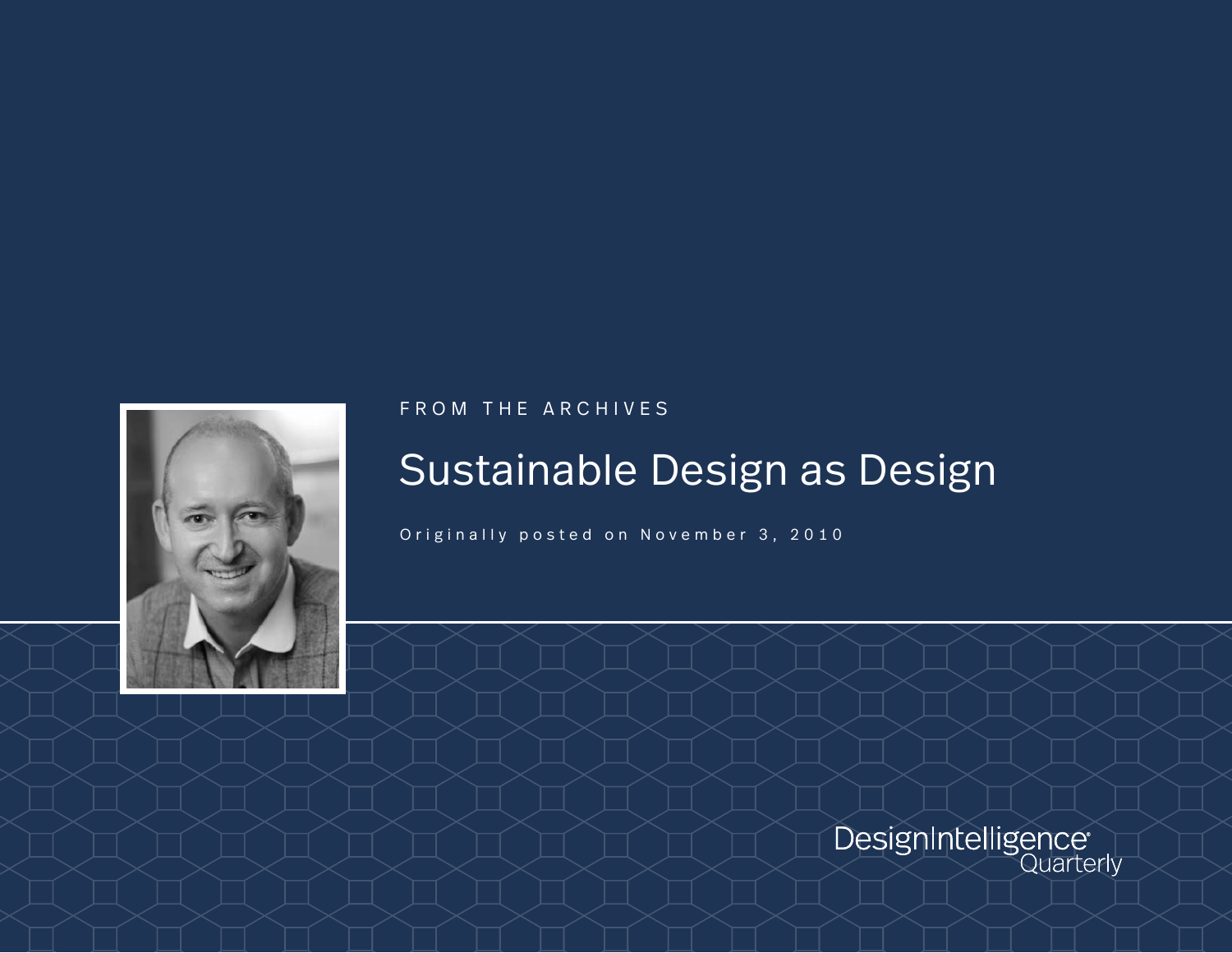FROM THE ARCHIVES

# Sustainable Design as Design

Originally posted on November 3, 2010

DesignIntelligence Quarterly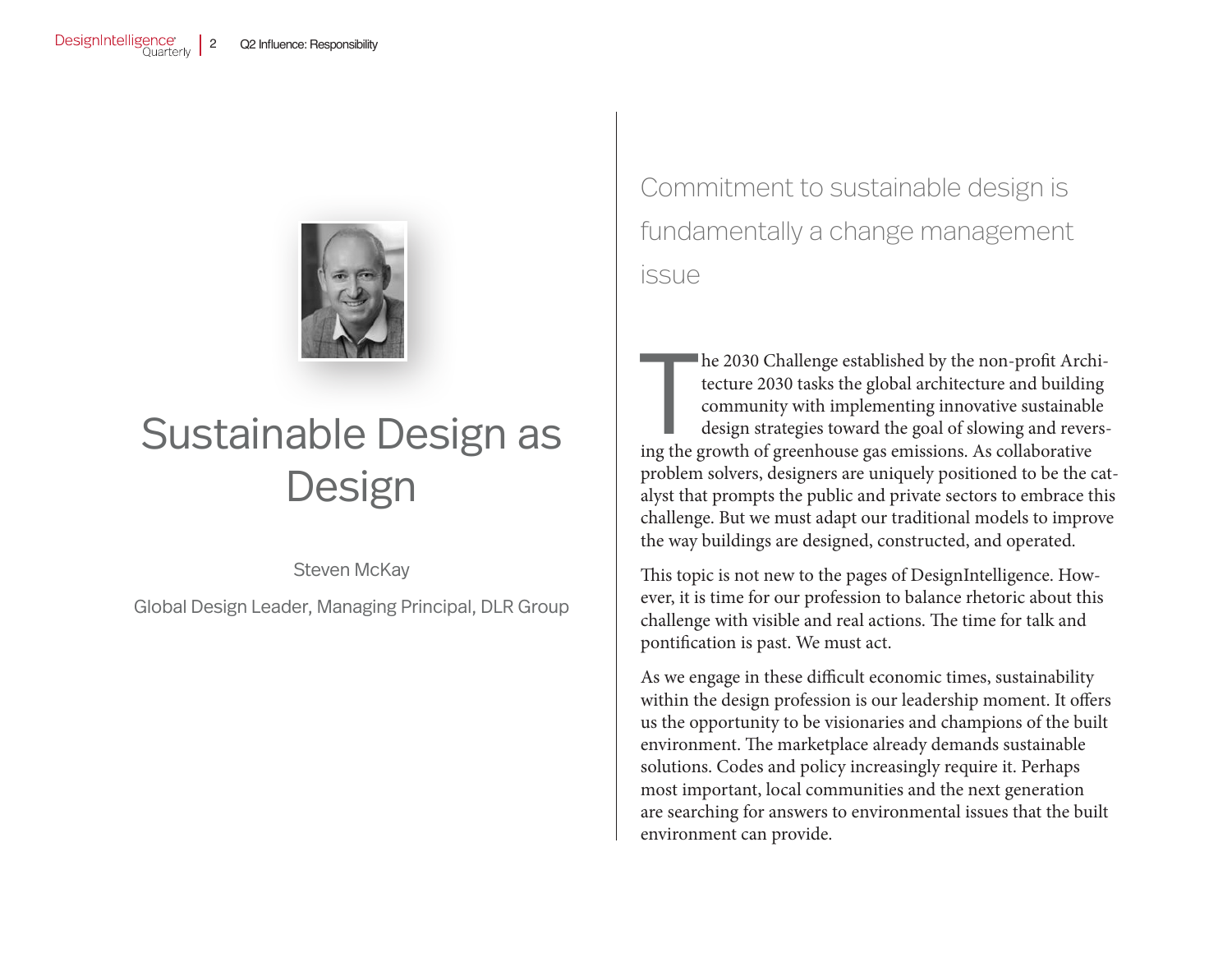# Sustainable Design as Design

Steven McKay

Global Design Leader, Managing Principal, DLR Group

## Commitment to sustainable design is fundamentally a change management issue

The 2030 Challenge established by the non-profit Architecture 2030 tasks the global architecture and building community with implementing innovative sustainable design strategies toward the goal of slowing and reversing the growth of greenhouse gas emissions. As collaborative problem solvers, designers are uniquely positioned to be the catalyst that prompts the public and private sectors to embrace this challenge. But we must adapt our traditional models to improve the way buildings are designed, constructed, and operated.

This topic is not new to the pages of DesignIntelligence. However, it is time for our profession to balance rhetoric about this challenge with visible and real actions. The time for talk and pontification is past. We must act.

As we engage in these difficult economic times, sustainability within the design profession is our leadership moment. It offers us the opportunity to be visionaries and champions of the built environment. The marketplace already demands sustainable solutions. Codes and policy increasingly require it. Perhaps most important, local communities and the next generation are searching for answers to environmental issues that the built environment can provide.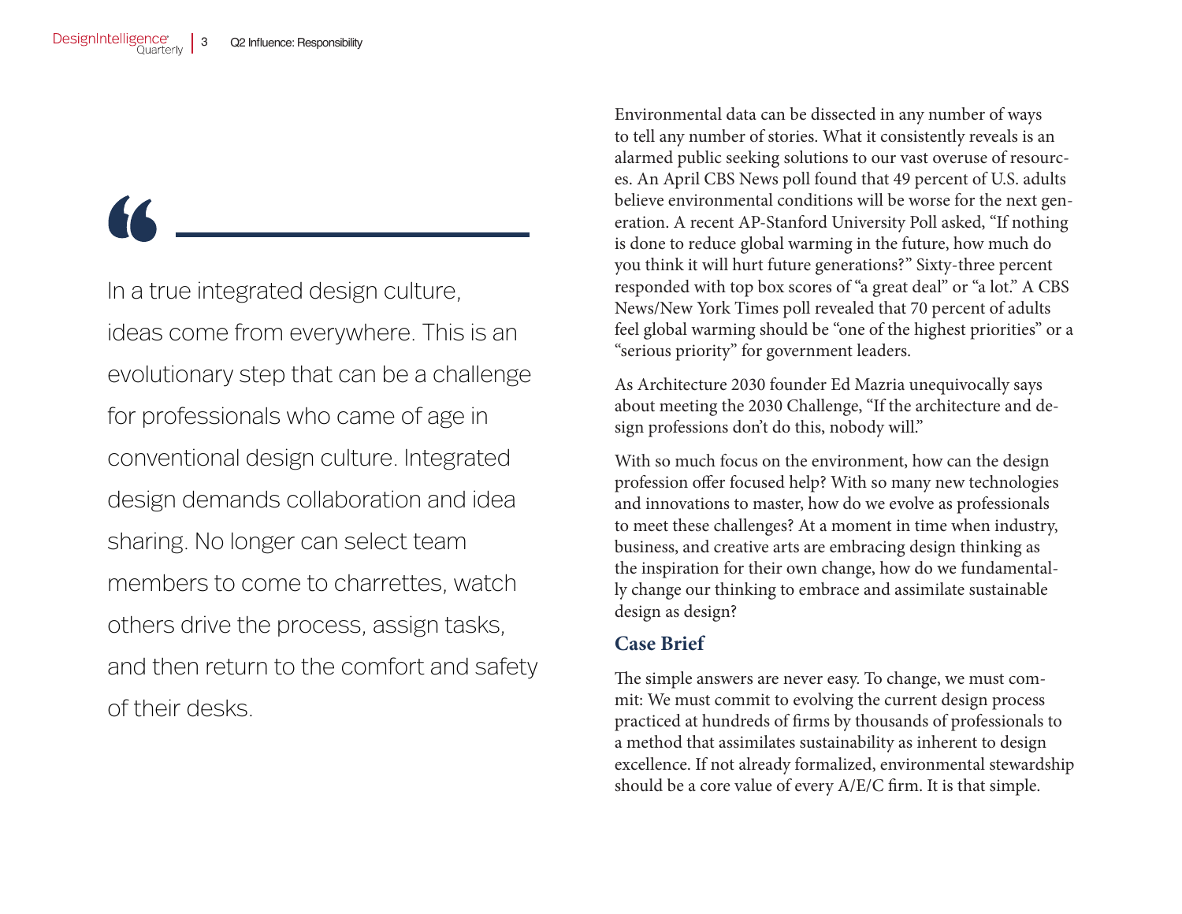> In a true integrated design culture, ideas come from everywhere. This is an evolutionary step that can be a challenge for professionals who came of age in conventional design culture. Integrated design demands collaboration and idea sharing. No longer can select team members to come to charrettes, watch others drive the process, assign tasks, and then return to the comfort and safety of their desks.

Environmental data can be dissected in any number of ways to tell any number of stories. What it consistently reveals is an alarmed public seeking solutions to our vast overuse of resources. An April CBS News poll found that 49 percent of U.S. adults believe environmental conditions will be worse for the next generation. A recent AP-Stanford University Poll asked, "If nothing is done to reduce global warming in the future, how much do you think it will hurt future generations?" Sixty-three percent responded with top box scores of "a great deal" or "a lot." A CBS News/New York Times poll revealed that 70 percent of adults feel global warming should be "one of the highest priorities" or a "serious priority" for government leaders.

As Architecture 2030 founder Ed Mazria unequivocally says about meeting the 2030 Challenge, "If the architecture and design professions don't do this, nobody will."

With so much focus on the environment, how can the design profession offer focused help? With so many new technologies and innovations to master, how do we evolve as professionals to meet these challenges? At a moment in time when industry, business, and creative arts are embracing design thinking as the inspiration for their own change, how do we fundamentally change our thinking to embrace and assimilate sustainable design as design?

## Case Brief

The simple answers are never easy. To change, we must commit: We must commit to evolving the current design process practiced at hundreds of firms by thousands of professionals to a method that assimilates sustainability as inherent to design excellence. If not already formalized, environmental stewardship should be a core value of every A/E/C firm. It is that simple.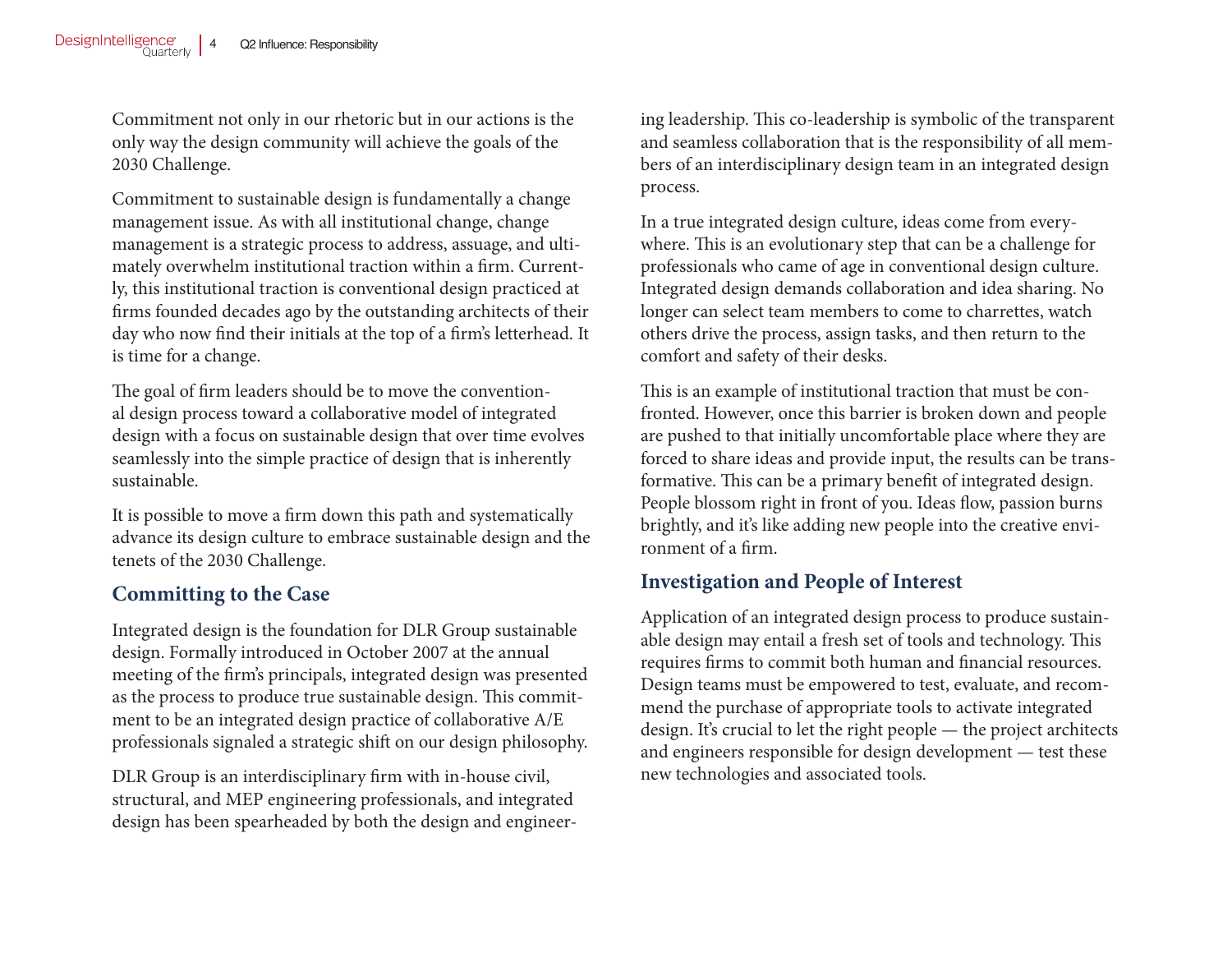Commitment not only in our rhetoric but in our actions is the only way the design community will achieve the goals of the 2030 Challenge.

Commitment to sustainable design is fundamentally a change management issue. As with all institutional change, change management is a strategic process to address, assuage, and ultimately overwhelm institutional traction within a firm. Currently, this institutional traction is conventional design practiced at firms founded decades ago by the outstanding architects of their day who now find their initials at the top of a firm's letterhead. It is time for a change.

The goal of firm leaders should be to move the conventional design process toward a collaborative model of integrated design with a focus on sustainable design that over time evolves seamlessly into the simple practice of design that is inherently sustainable.

It is possible to move a firm down this path and systematically advance its design culture to embrace sustainable design and the tenets of the 2030 Challenge.

## Committing to the Case

Integrated design is the foundation for DLR Group sustainable design. Formally introduced in October 2007 at the annual meeting of the firm's principals, integrated design was presented as the process to produce true sustainable design. This commitment to be an integrated design practice of collaborative A/E professionals signaled a strategic shift on our design philosophy.

DLR Group is an interdisciplinary firm with in-house civil, structural, and MEP engineering professionals, and integrated design has been spearheaded by both the design and engineering leadership. This co-leadership is symbolic of the transparent and seamless collaboration that is the responsibility of all members of an interdisciplinary design team in an integrated design process.

In a true integrated design culture, ideas come from everywhere. This is an evolutionary step that can be a challenge for professionals who came of age in conventional design culture. Integrated design demands collaboration and idea sharing. No longer can select team members to come to charrettes, watch others drive the process, assign tasks, and then return to the comfort and safety of their desks.

This is an example of institutional traction that must be confronted. However, once this barrier is broken down and people are pushed to that initially uncomfortable place where they are forced to share ideas and provide input, the results can be transformative. This can be a primary benefit of integrated design. People blossom right in front of you. Ideas flow, passion burns brightly, and it's like adding new people into the creative environment of a firm.

## Investigation and People of Interest

Application of an integrated design process to produce sustainable design may entail a fresh set of tools and technology. This requires firms to commit both human and financial resources. Design teams must be empowered to test, evaluate, and recommend the purchase of appropriate tools to activate integrated design. It's crucial to let the right people — the project architects and engineers responsible for design development — test these new technologies and associated tools.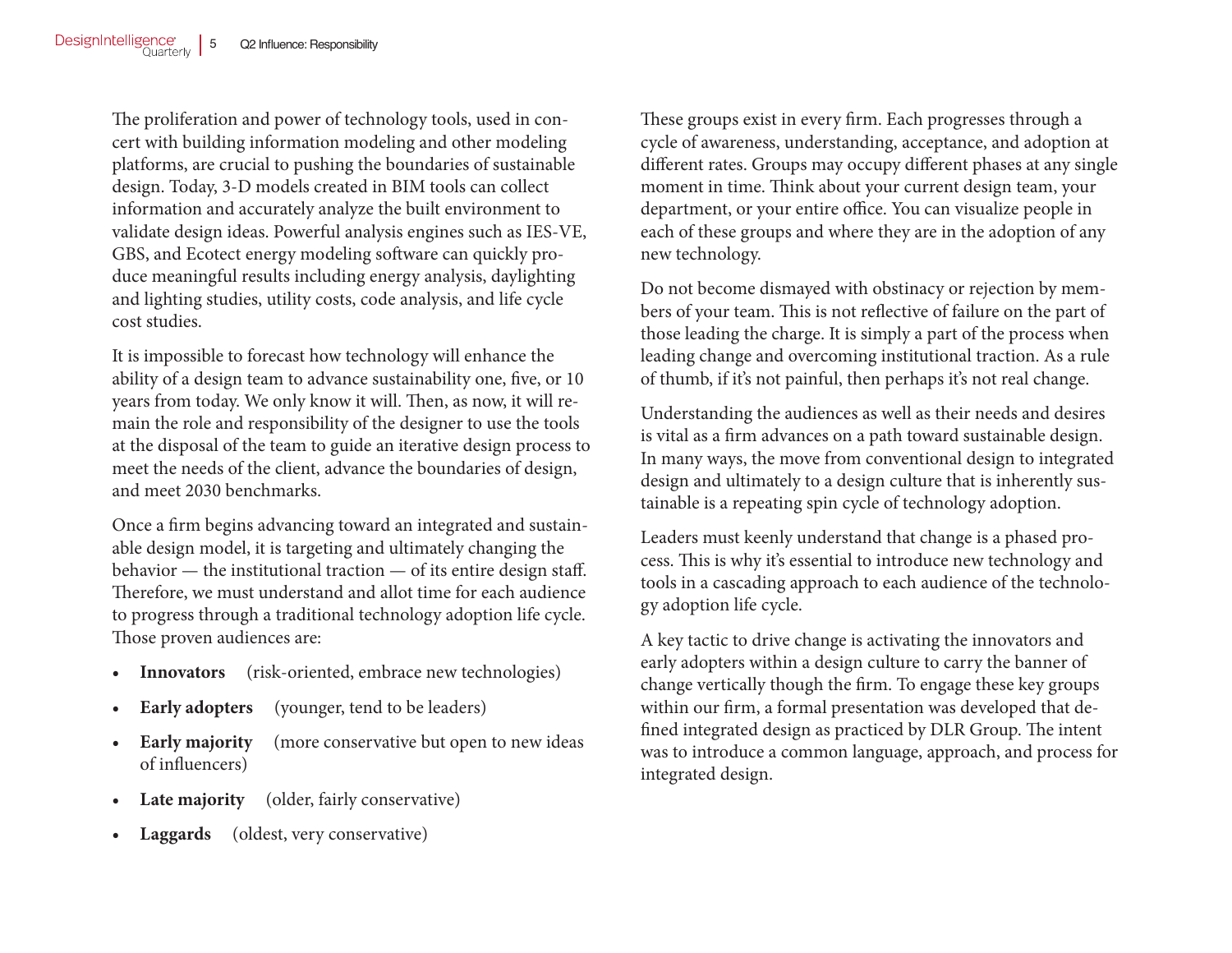The proliferation and power of technology tools, used in concert with building information modeling and other modeling platforms, are crucial to pushing the boundaries of sustainable design. Today, 3-D models created in BIM tools can collect information and accurately analyze the built environment to validate design ideas. Powerful analysis engines such as IES-VE, GBS, and Ecotect energy modeling software can quickly produce meaningful results including energy analysis, daylighting and lighting studies, utility costs, code analysis, and life cycle cost studies.

It is impossible to forecast how technology will enhance the ability of a design team to advance sustainability one, five, or 10 years from today. We only know it will. Then, as now, it will remain the role and responsibility of the designer to use the tools at the disposal of the team to guide an iterative design process to meet the needs of the client, advance the boundaries of design, and meet 2030 benchmarks.

Once a firm begins advancing toward an integrated and sustainable design model, it is targeting and ultimately changing the behavior — the institutional traction — of its entire design staff. Therefore, we must understand and allot time for each audience to progress through a traditional technology adoption life cycle. Those proven audiences are:

- **Innovators** (risk-oriented, embrace new technologies)
- **Early adopters** (younger, tend to be leaders)
- **Early majority** (more conservative but open to new ideas of influencers)
- **Late majority** (older, fairly conservative)
- **Laggards** (oldest, very conservative)

These groups exist in every firm. Each progresses through a cycle of awareness, understanding, acceptance, and adoption at different rates. Groups may occupy different phases at any single moment in time. Think about your current design team, your department, or your entire office. You can visualize people in each of these groups and where they are in the adoption of any new technology.

Do not become dismayed with obstinacy or rejection by members of your team. This is not reflective of failure on the part of those leading the charge. It is simply a part of the process when leading change and overcoming institutional traction. As a rule of thumb, if it's not painful, then perhaps it's not real change.

Understanding the audiences as well as their needs and desires is vital as a firm advances on a path toward sustainable design. In many ways, the move from conventional design to integrated design and ultimately to a design culture that is inherently sustainable is a repeating spin cycle of technology adoption.

Leaders must keenly understand that change is a phased process. This is why it's essential to introduce new technology and tools in a cascading approach to each audience of the technology adoption life cycle.

A key tactic to drive change is activating the innovators and early adopters within a design culture to carry the banner of change vertically though the firm. To engage these key groups within our firm, a formal presentation was developed that defined integrated design as practiced by DLR Group. The intent was to introduce a common language, approach, and process for integrated design.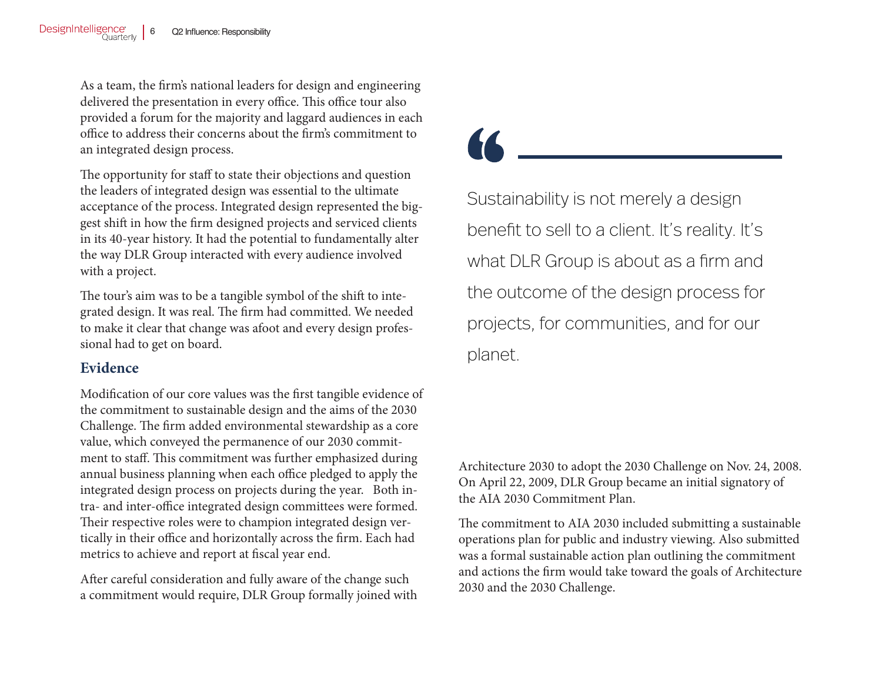As a team, the firm's national leaders for design and engineering delivered the presentation in every office. This office tour also provided a forum for the majority and laggard audiences in each office to address their concerns about the firm's commitment to an integrated design process.

The opportunity for staff to state their objections and question the leaders of integrated design was essential to the ultimate acceptance of the process. Integrated design represented the biggest shift in how the firm designed projects and serviced clients in its 40-year history. It had the potential to fundamentally alter the way DLR Group interacted with every audience involved with a project.

The tour's aim was to be a tangible symbol of the shift to integrated design. It was real. The firm had committed. We needed to make it clear that change was afoot and every design professional had to get on board.

## Evidence

Modification of our core values was the first tangible evidence of the commitment to sustainable design and the aims of the 2030 Challenge. The firm added environmental stewardship as a core value, which conveyed the permanence of our 2030 commitment to staff. This commitment was further emphasized during annual business planning when each office pledged to apply the integrated design process on projects during the year. Both intra- and inter-office integrated design committees were formed. Their respective roles were to champion integrated design vertically in their office and horizontally across the firm. Each had metrics to achieve and report at fiscal year end.

After careful consideration and fully aware of the change such a commitment would require, DLR Group formally joined with Architecture 2030 to adopt the 2030 Challenge on Nov. 24, 2008. On April 22, 2009, DLR Group became an initial signatory of the AIA 2030 Commitment Plan.

The commitment to AIA 2030 included submitting a sustainable operations plan for public and industry viewing. Also submitted was a formal sustainable action plan outlining the commitment and actions the firm would take toward the goals of Architecture 2030 and the 2030 Challenge.

> Sustainability is not merely a design benefit to sell to a client. It's reality. It's what DLR Group is about as a firm and the outcome of the design process for projects, for communities, and for our planet.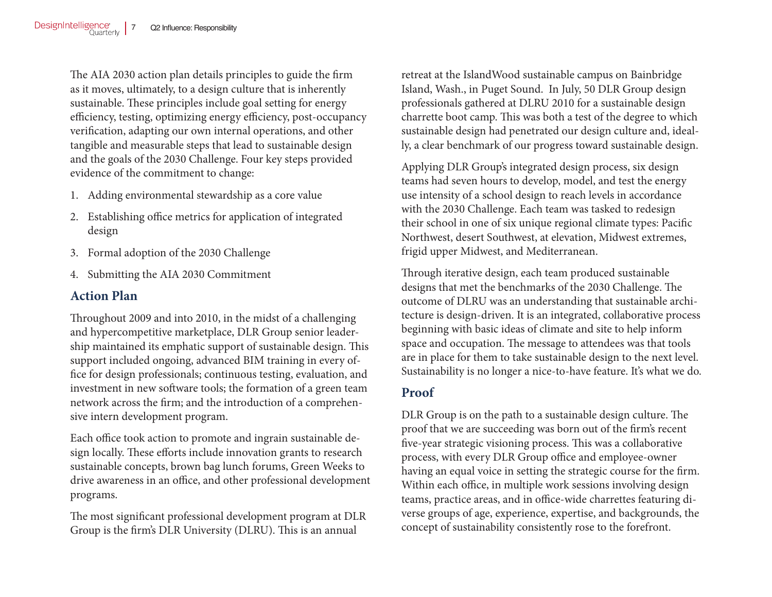The AIA 2030 action plan details principles to guide the firm as it moves, ultimately, to a design culture that is inherently sustainable. These principles include goal setting for energy efficiency, testing, optimizing energy efficiency, post-occupancy verification, adapting our own internal operations, and other tangible and measurable steps that lead to sustainable design and the goals of the 2030 Challenge. Four key steps provided evidence of the commitment to change:

1. Adding environmental stewardship as a core value
2. Establishing office metrics for application of integrated design
3. Formal adoption of the 2030 Challenge
4. Submitting the AIA 2030 Commitment

## Action Plan

Throughout 2009 and into 2010, in the midst of a challenging and hypercompetitive marketplace, DLR Group senior leadership maintained its emphatic support of sustainable design. This support included ongoing, advanced BIM training in every office for design professionals; continuous testing, evaluation, and investment in new software tools; the formation of a green team network across the firm; and the introduction of a comprehensive intern development program.

Each office took action to promote and ingrain sustainable design locally. These efforts include innovation grants to research sustainable concepts, brown bag lunch forums, Green Weeks to drive awareness in an office, and other professional development programs.

The most significant professional development program at DLR Group is the firm's DLR University (DLRU). This is an annual retreat at the IslandWood sustainable campus on Bainbridge Island, Wash., in Puget Sound. In July, 50 DLR Group design professionals gathered at DLRU 2010 for a sustainable design charrette boot camp. This was both a test of the degree to which sustainable design had penetrated our design culture and, ideally, a clear benchmark of our progress toward sustainable design.

Applying DLR Group's integrated design process, six design teams had seven hours to develop, model, and test the energy use intensity of a school design to reach levels in accordance with the 2030 Challenge. Each team was tasked to redesign their school in one of six unique regional climate types: Pacific Northwest, desert Southwest, at elevation, Midwest extremes, frigid upper Midwest, and Mediterranean.

Through iterative design, each team produced sustainable designs that met the benchmarks of the 2030 Challenge. The outcome of DLRU was an understanding that sustainable architecture is design-driven. It is an integrated, collaborative process beginning with basic ideas of climate and site to help inform space and occupation. The message to attendees was that tools are in place for them to take sustainable design to the next level. Sustainability is no longer a nice-to-have feature. It's what we do.

## Proof

DLR Group is on the path to a sustainable design culture. The proof that we are succeeding was born out of the firm's recent five-year strategic visioning process. This was a collaborative process, with every DLR Group office and employee-owner having an equal voice in setting the strategic course for the firm. Within each office, in multiple work sessions involving design teams, practice areas, and in office-wide charrettes featuring diverse groups of age, experience, expertise, and backgrounds, the concept of sustainability consistently rose to the forefront.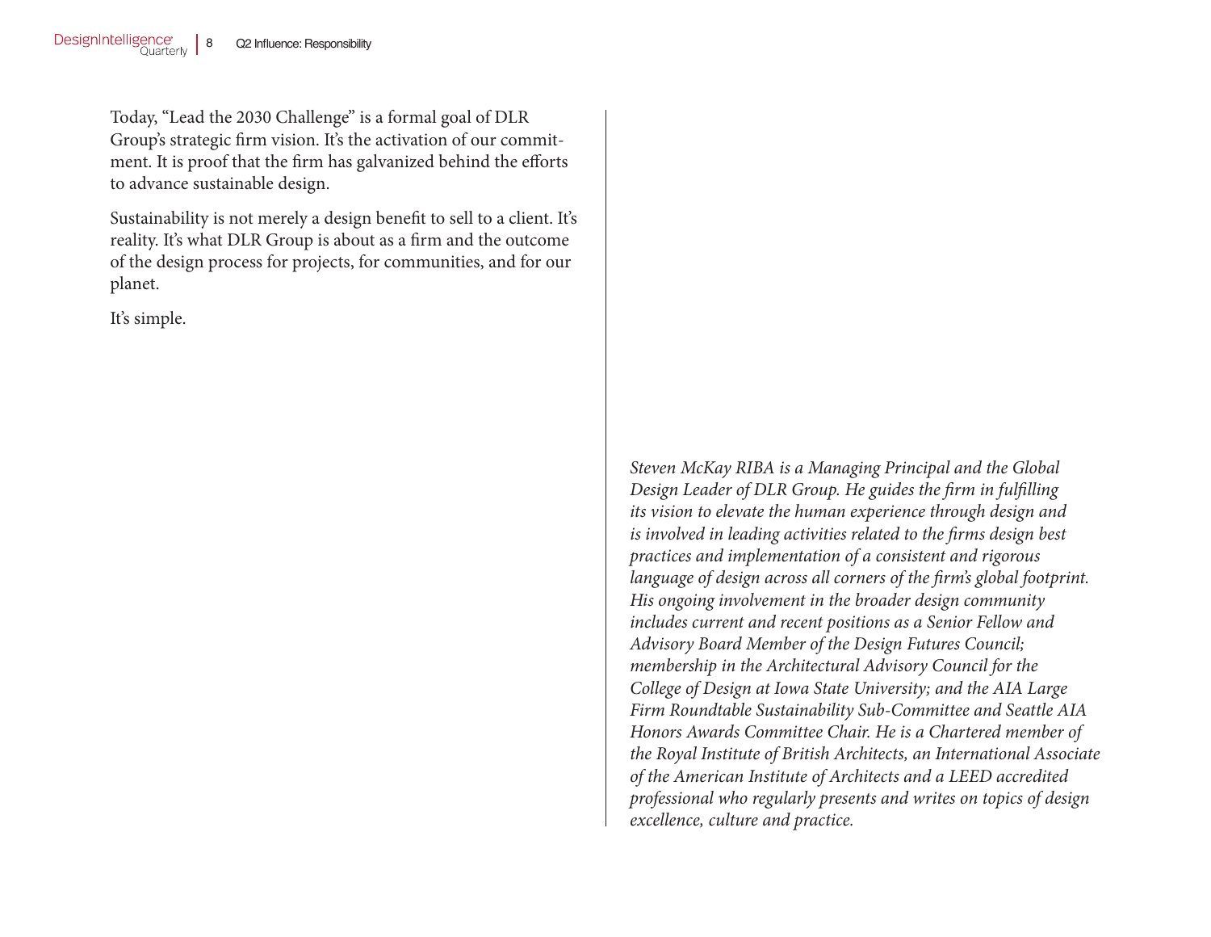Today, "Lead the 2030 Challenge" is a formal goal of DLR Group's strategic firm vision. It's the activation of our commitment. It is proof that the firm has galvanized behind the efforts to advance sustainable design.

Sustainability is not merely a design benefit to sell to a client. It's reality. It's what DLR Group is about as a firm and the outcome of the design process for projects, for communities, and for our planet.

It's simple.

*Steven McKay RIBA is a Managing Principal and the Global Design Leader of DLR Group. He guides the firm in fulfilling its vision to elevate the human experience through design and is involved in leading activities related to the firms design best practices and implementation of a consistent and rigorous language of design across all corners of the firm's global footprint. His ongoing involvement in the broader design community includes current and recent positions as a Senior Fellow and Advisory Board Member of the Design Futures Council; membership in the Architectural Advisory Council for the College of Design at Iowa State University; and the AIA Large Firm Roundtable Sustainability Sub-Committee and Seattle AIA Honors Awards Committee Chair. He is a Chartered member of the Royal Institute of British Architects, an International Associate of the American Institute of Architects and a LEED accredited professional who regularly presents and writes on topics of design excellence, culture and practice.*